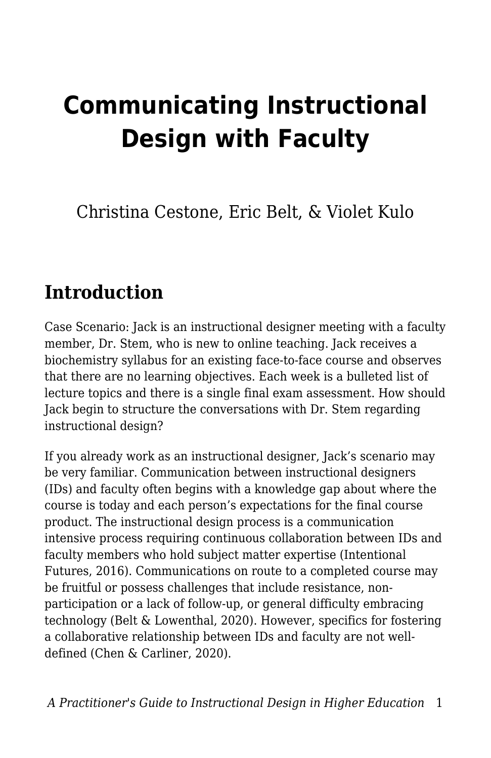# Communicating Instructional Design with Faculty

Christina Cestone, Eric Belt, & Violet Kulo

## Introduction

Case Scenario: Jack is an instructional designer meeting with a faculty member, Dr. Stem, who is new to online teaching. Jack receives a biochemistry syllabus for an existing face-to-face course and observes that there are no learning objectives. Each week is a bulleted list of lecture topics and there is a single final exam assessment. How should Jack begin to structure the conversations with Dr. Stem regarding instructional design?

If you already work as an instructional designer, Jack's scenario may be very familiar. Communication between instructional designers (IDs) and faculty often begins with a knowledge gap about where the course is today and each person's expectations for the final course product. The instructional design process is a communication intensive process requiring continuous collaboration between IDs and faculty members who hold subject matter expertise (Intentional Futures, 2016). Communications on route to a completed course may be fruitful or possess challenges that include resistance, non-participation or a lack of follow-up, or general difficulty embracing technology (Belt & Lowenthal, 2020). However, specifics for fostering a collaborative relationship between IDs and faculty are not well-defined (Chen & Carliner, 2020).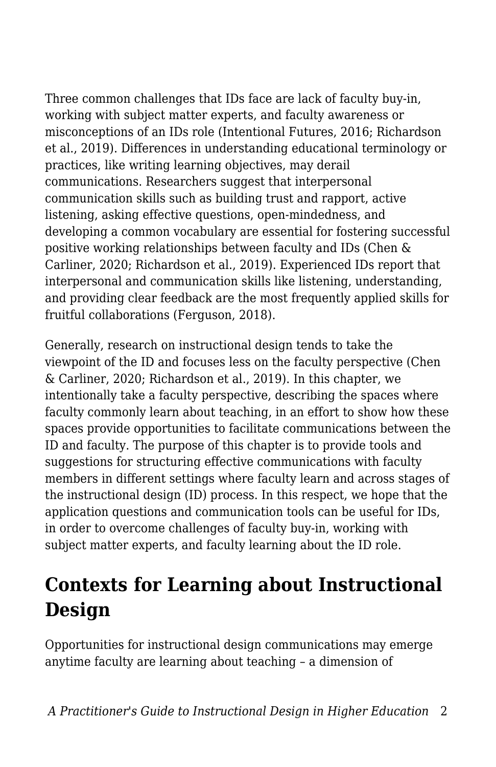Three common challenges that IDs face are lack of faculty buy-in, working with subject matter experts, and faculty awareness or misconceptions of an IDs role (Intentional Futures, 2016; Richardson et al., 2019). Differences in understanding educational terminology or practices, like writing learning objectives, may derail communications. Researchers suggest that interpersonal communication skills such as building trust and rapport, active listening, asking effective questions, open-mindedness, and developing a common vocabulary are essential for fostering successful positive working relationships between faculty and IDs (Chen & Carliner, 2020; Richardson et al., 2019). Experienced IDs report that interpersonal and communication skills like listening, understanding, and providing clear feedback are the most frequently applied skills for fruitful collaborations (Ferguson, 2018).

Generally, research on instructional design tends to take the viewpoint of the ID and focuses less on the faculty perspective (Chen & Carliner, 2020; Richardson et al., 2019). In this chapter, we intentionally take a faculty perspective, describing the spaces where faculty commonly learn about teaching, in an effort to show how these spaces provide opportunities to facilitate communications between the ID and faculty. The purpose of this chapter is to provide tools and suggestions for structuring effective communications with faculty members in different settings where faculty learn and across stages of the instructional design (ID) process. In this respect, we hope that the application questions and communication tools can be useful for IDs, in order to overcome challenges of faculty buy-in, working with subject matter experts, and faculty learning about the ID role.

## Contexts for Learning about Instructional Design

Opportunities for instructional design communications may emerge anytime faculty are learning about teaching – a dimension of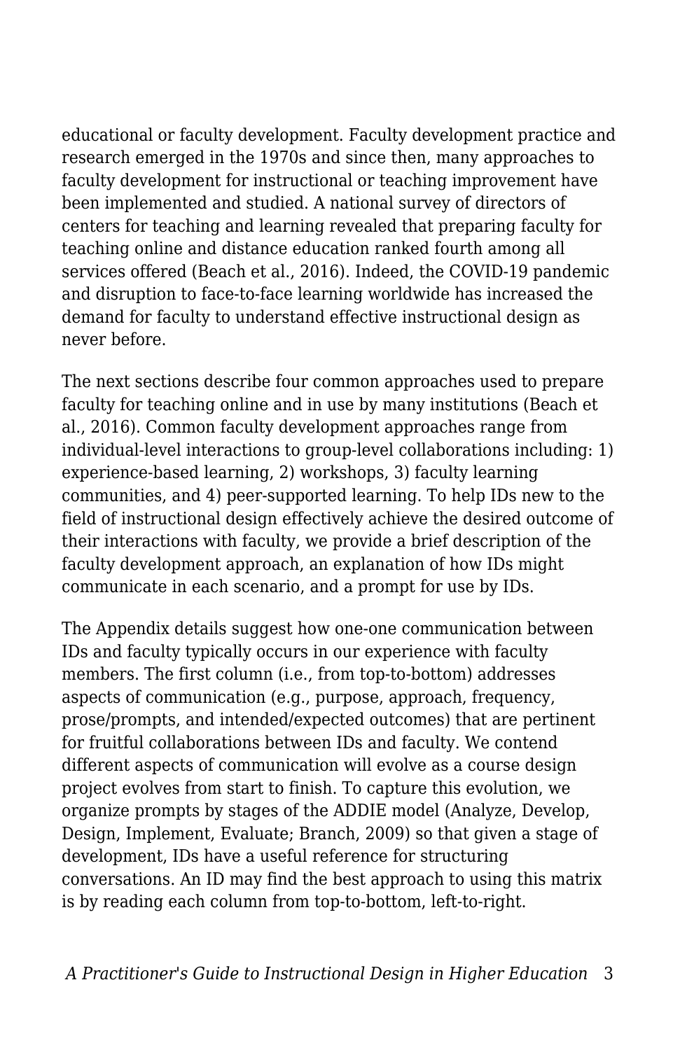educational or faculty development. Faculty development practice and research emerged in the 1970s and since then, many approaches to faculty development for instructional or teaching improvement have been implemented and studied. A national survey of directors of centers for teaching and learning revealed that preparing faculty for teaching online and distance education ranked fourth among all services offered (Beach et al., 2016). Indeed, the COVID-19 pandemic and disruption to face-to-face learning worldwide has increased the demand for faculty to understand effective instructional design as never before.

The next sections describe four common approaches used to prepare faculty for teaching online and in use by many institutions (Beach et al., 2016). Common faculty development approaches range from individual-level interactions to group-level collaborations including: 1) experience-based learning, 2) workshops, 3) faculty learning communities, and 4) peer-supported learning. To help IDs new to the field of instructional design effectively achieve the desired outcome of their interactions with faculty, we provide a brief description of the faculty development approach, an explanation of how IDs might communicate in each scenario, and a prompt for use by IDs.

The Appendix details suggest how one-one communication between IDs and faculty typically occurs in our experience with faculty members. The first column (i.e., from top-to-bottom) addresses aspects of communication (e.g., purpose, approach, frequency, prose/prompts, and intended/expected outcomes) that are pertinent for fruitful collaborations between IDs and faculty. We contend different aspects of communication will evolve as a course design project evolves from start to finish. To capture this evolution, we organize prompts by stages of the ADDIE model (Analyze, Develop, Design, Implement, Evaluate; Branch, 2009) so that given a stage of development, IDs have a useful reference for structuring conversations. An ID may find the best approach to using this matrix is by reading each column from top-to-bottom, left-to-right.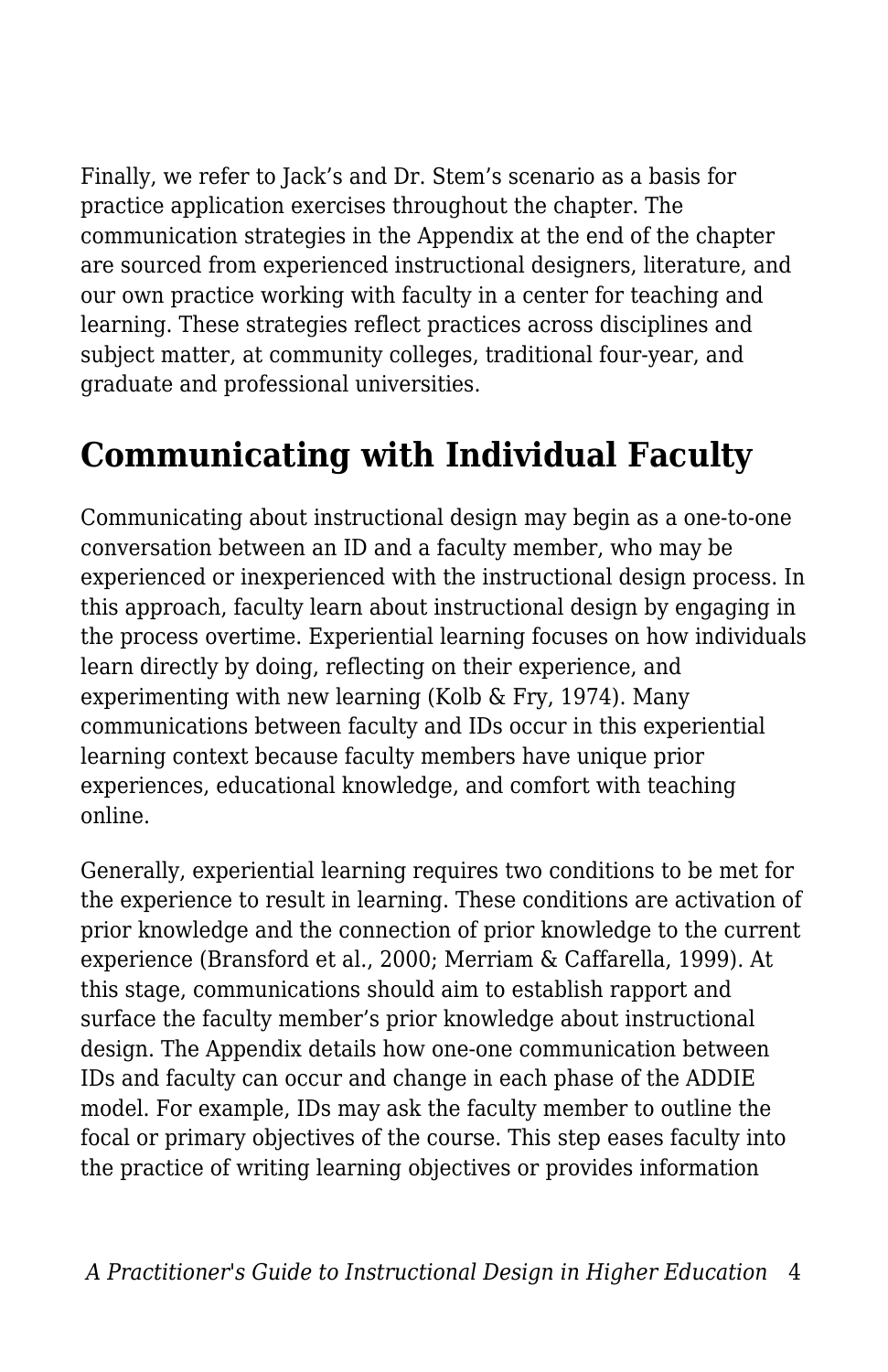Finally, we refer to Jack's and Dr. Stem's scenario as a basis for practice application exercises throughout the chapter. The communication strategies in the Appendix at the end of the chapter are sourced from experienced instructional designers, literature, and our own practice working with faculty in a center for teaching and learning. These strategies reflect practices across disciplines and subject matter, at community colleges, traditional four-year, and graduate and professional universities.

## Communicating with Individual Faculty

Communicating about instructional design may begin as a one-to-one conversation between an ID and a faculty member, who may be experienced or inexperienced with the instructional design process. In this approach, faculty learn about instructional design by engaging in the process overtime. Experiential learning focuses on how individuals learn directly by doing, reflecting on their experience, and experimenting with new learning (Kolb & Fry, 1974). Many communications between faculty and IDs occur in this experiential learning context because faculty members have unique prior experiences, educational knowledge, and comfort with teaching online.

Generally, experiential learning requires two conditions to be met for the experience to result in learning. These conditions are activation of prior knowledge and the connection of prior knowledge to the current experience (Bransford et al., 2000; Merriam & Caffarella, 1999). At this stage, communications should aim to establish rapport and surface the faculty member's prior knowledge about instructional design. The Appendix details how one-one communication between IDs and faculty can occur and change in each phase of the ADDIE model. For example, IDs may ask the faculty member to outline the focal or primary objectives of the course. This step eases faculty into the practice of writing learning objectives or provides information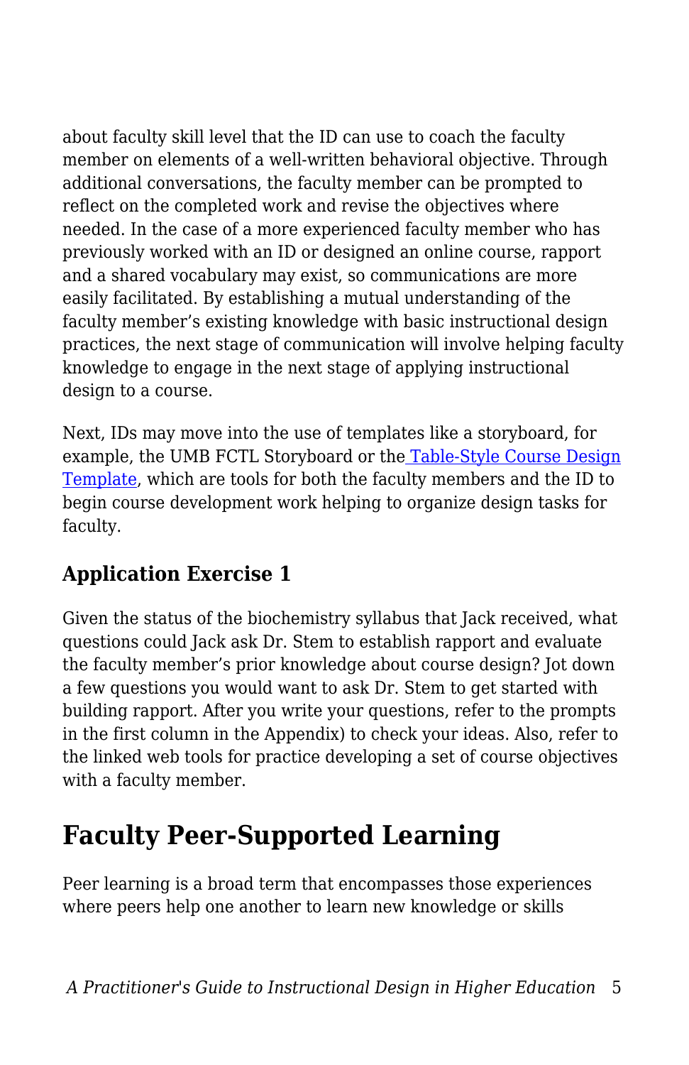about faculty skill level that the ID can use to coach the faculty member on elements of a well-written behavioral objective. Through additional conversations, the faculty member can be prompted to reflect on the completed work and revise the objectives where needed. In the case of a more experienced faculty member who has previously worked with an ID or designed an online course, rapport and a shared vocabulary may exist, so communications are more easily facilitated. By establishing a mutual understanding of the faculty member's existing knowledge with basic instructional design practices, the next stage of communication will involve helping faculty knowledge to engage in the next stage of applying instructional design to a course.

Next, IDs may move into the use of templates like a storyboard, for example, the UMB FCTL Storyboard or the Table-Style Course Design Template, which are tools for both the faculty members and the ID to begin course development work helping to organize design tasks for faculty.

### Application Exercise 1

Given the status of the biochemistry syllabus that Jack received, what questions could Jack ask Dr. Stem to establish rapport and evaluate the faculty member's prior knowledge about course design? Jot down a few questions you would want to ask Dr. Stem to get started with building rapport. After you write your questions, refer to the prompts in the first column in the Appendix) to check your ideas. Also, refer to the linked web tools for practice developing a set of course objectives with a faculty member.

## Faculty Peer-Supported Learning

Peer learning is a broad term that encompasses those experiences where peers help one another to learn new knowledge or skills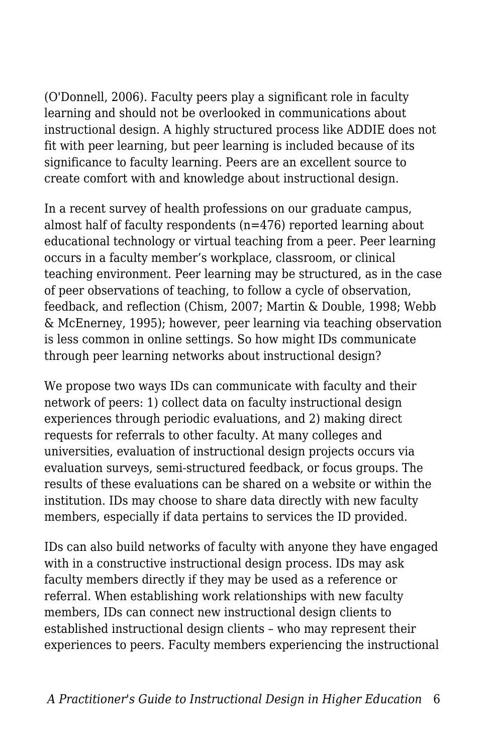(O'Donnell, 2006). Faculty peers play a significant role in faculty learning and should not be overlooked in communications about instructional design. A highly structured process like ADDIE does not fit with peer learning, but peer learning is included because of its significance to faculty learning. Peers are an excellent source to create comfort with and knowledge about instructional design.

In a recent survey of health professions on our graduate campus, almost half of faculty respondents (n=476) reported learning about educational technology or virtual teaching from a peer. Peer learning occurs in a faculty member's workplace, classroom, or clinical teaching environment. Peer learning may be structured, as in the case of peer observations of teaching, to follow a cycle of observation, feedback, and reflection (Chism, 2007; Martin & Double, 1998; Webb & McEnerney, 1995); however, peer learning via teaching observation is less common in online settings. So how might IDs communicate through peer learning networks about instructional design?

We propose two ways IDs can communicate with faculty and their network of peers: 1) collect data on faculty instructional design experiences through periodic evaluations, and 2) making direct requests for referrals to other faculty. At many colleges and universities, evaluation of instructional design projects occurs via evaluation surveys, semi-structured feedback, or focus groups. The results of these evaluations can be shared on a website or within the institution. IDs may choose to share data directly with new faculty members, especially if data pertains to services the ID provided.

IDs can also build networks of faculty with anyone they have engaged with in a constructive instructional design process. IDs may ask faculty members directly if they may be used as a reference or referral. When establishing work relationships with new faculty members, IDs can connect new instructional design clients to established instructional design clients – who may represent their experiences to peers. Faculty members experiencing the instructional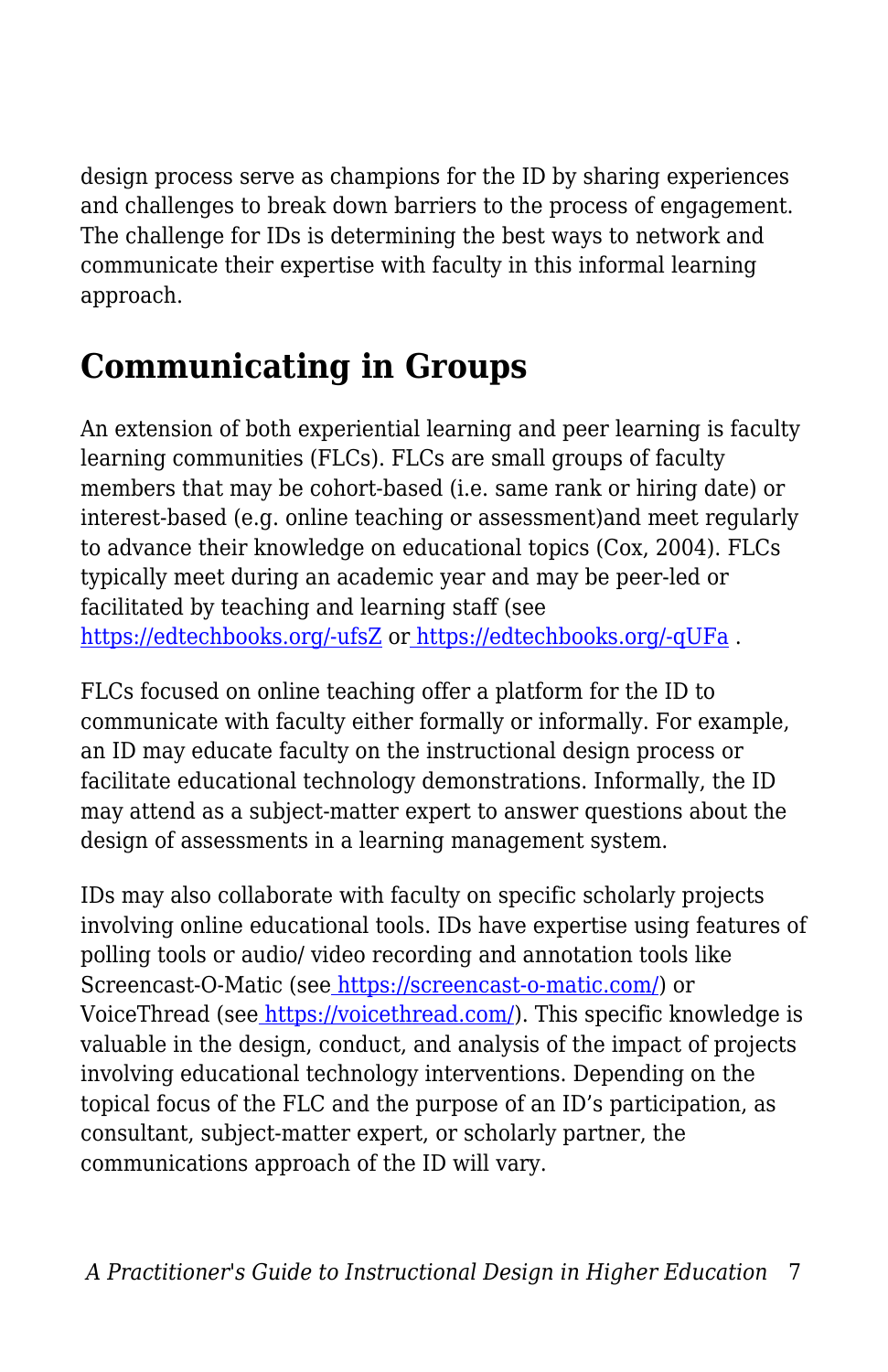design process serve as champions for the ID by sharing experiences and challenges to break down barriers to the process of engagement. The challenge for IDs is determining the best ways to network and communicate their expertise with faculty in this informal learning approach.

## Communicating in Groups

An extension of both experiential learning and peer learning is faculty learning communities (FLCs). FLCs are small groups of faculty members that may be cohort-based (i.e. same rank or hiring date) or interest-based (e.g. online teaching or assessment)and meet regularly to advance their knowledge on educational topics (Cox, 2004). FLCs typically meet during an academic year and may be peer-led or facilitated by teaching and learning staff (see https://edtechbooks.org/-ufsZ or https://edtechbooks.org/-qUFa .

FLCs focused on online teaching offer a platform for the ID to communicate with faculty either formally or informally. For example, an ID may educate faculty on the instructional design process or facilitate educational technology demonstrations. Informally, the ID may attend as a subject-matter expert to answer questions about the design of assessments in a learning management system.

IDs may also collaborate with faculty on specific scholarly projects involving online educational tools. IDs have expertise using features of polling tools or audio/ video recording and annotation tools like Screencast-O-Matic (see https://screencast-o-matic.com/) or VoiceThread (see https://voicethread.com/). This specific knowledge is valuable in the design, conduct, and analysis of the impact of projects involving educational technology interventions. Depending on the topical focus of the FLC and the purpose of an ID's participation, as consultant, subject-matter expert, or scholarly partner, the communications approach of the ID will vary.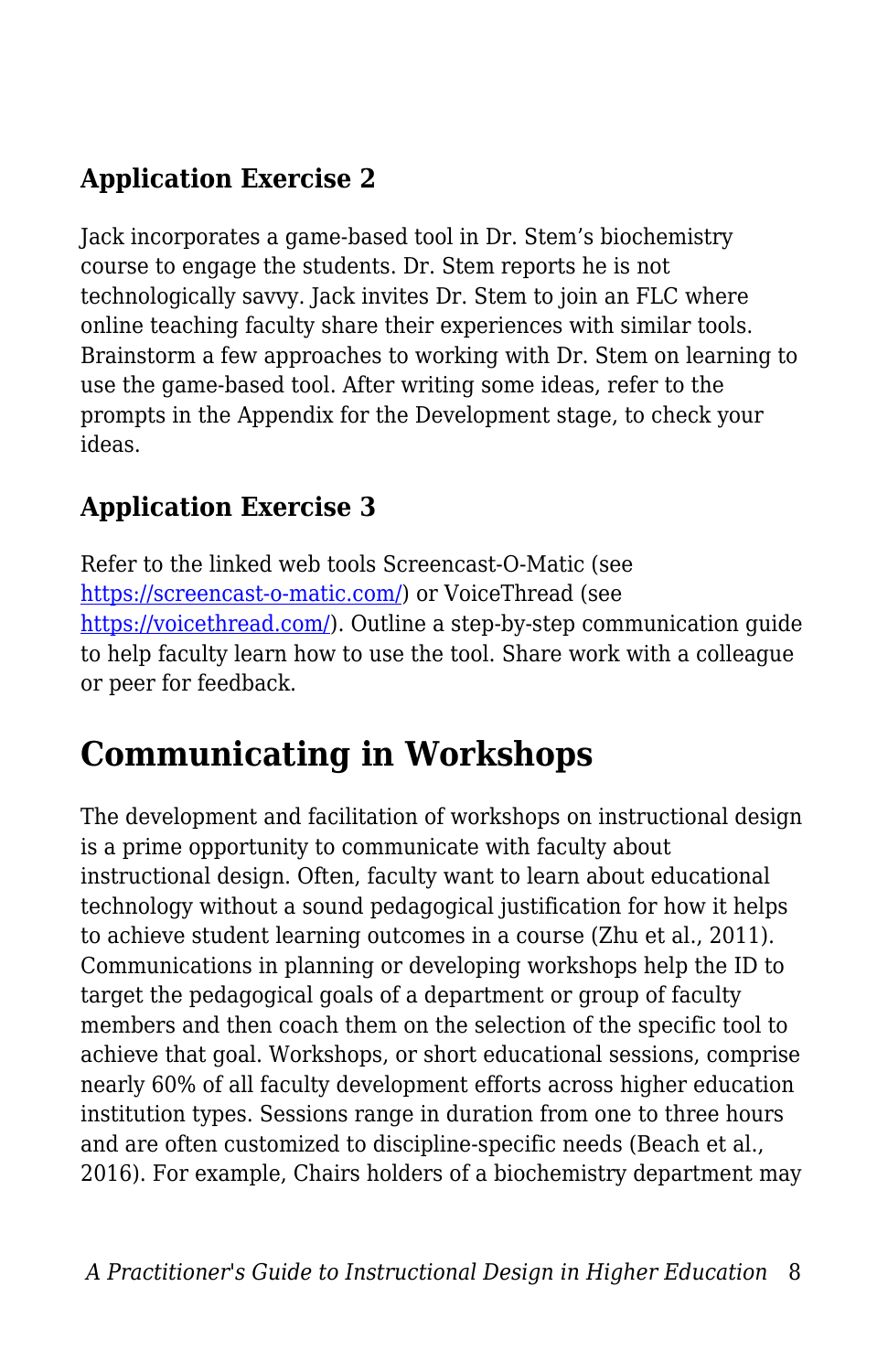### Application Exercise 2

Jack incorporates a game-based tool in Dr. Stem's biochemistry course to engage the students. Dr. Stem reports he is not technologically savvy. Jack invites Dr. Stem to join an FLC where online teaching faculty share their experiences with similar tools. Brainstorm a few approaches to working with Dr. Stem on learning to use the game-based tool. After writing some ideas, refer to the prompts in the Appendix for the Development stage, to check your ideas.

### Application Exercise 3

Refer to the linked web tools Screencast-O-Matic (see [https://screencast-o-matic.com/](https://screencast-o-matic.com/)) or VoiceThread (see [https://voicethread.com/](https://voicethread.com/)). Outline a step-by-step communication guide to help faculty learn how to use the tool. Share work with a colleague or peer for feedback.

## Communicating in Workshops

The development and facilitation of workshops on instructional design is a prime opportunity to communicate with faculty about instructional design. Often, faculty want to learn about educational technology without a sound pedagogical justification for how it helps to achieve student learning outcomes in a course (Zhu et al., 2011). Communications in planning or developing workshops help the ID to target the pedagogical goals of a department or group of faculty members and then coach them on the selection of the specific tool to achieve that goal. Workshops, or short educational sessions, comprise nearly 60% of all faculty development efforts across higher education institution types. Sessions range in duration from one to three hours and are often customized to discipline-specific needs (Beach et al., 2016). For example, Chairs holders of a biochemistry department may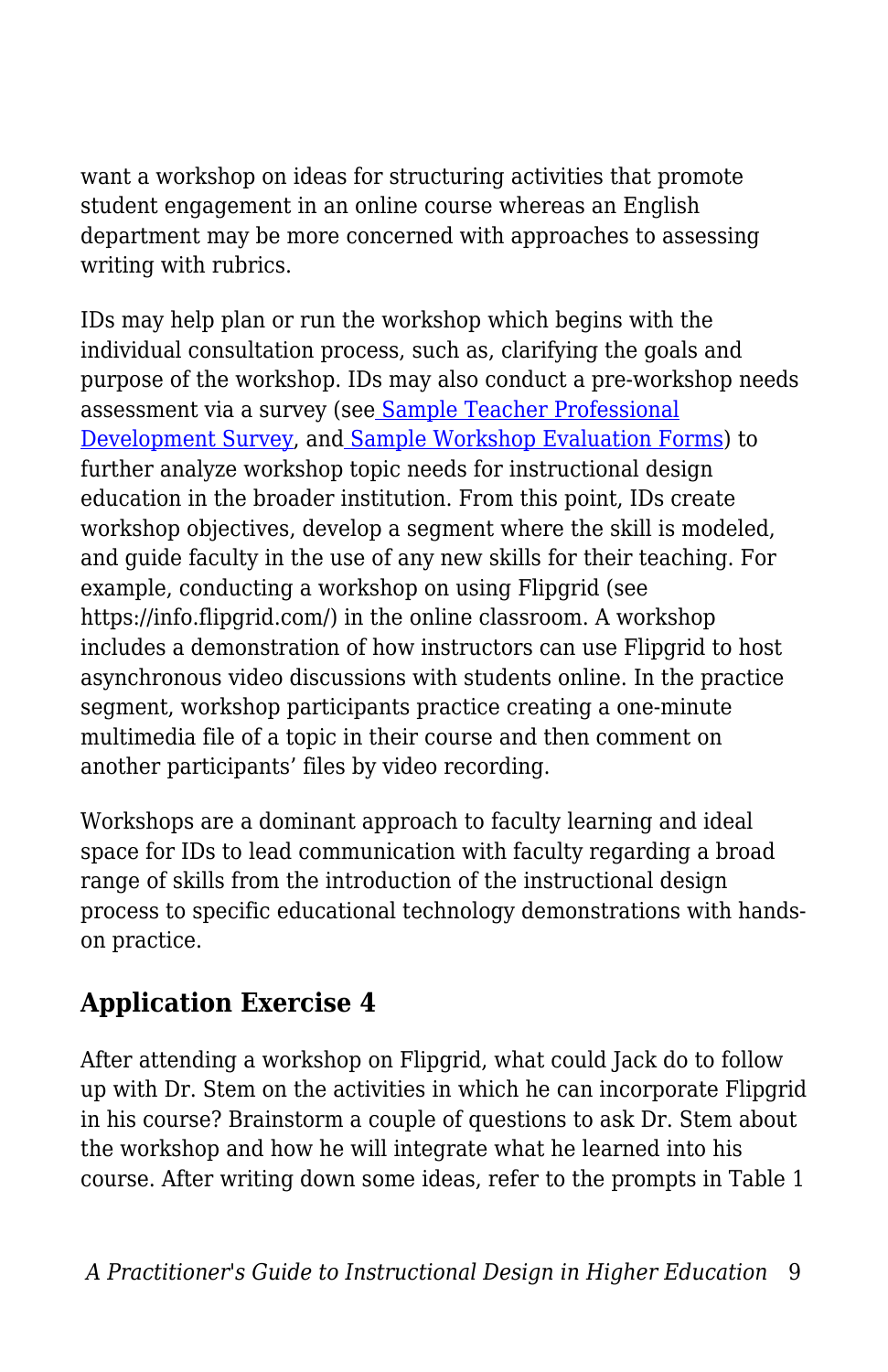want a workshop on ideas for structuring activities that promote student engagement in an online course whereas an English department may be more concerned with approaches to assessing writing with rubrics.

IDs may help plan or run the workshop which begins with the individual consultation process, such as, clarifying the goals and purpose of the workshop. IDs may also conduct a pre-workshop needs assessment via a survey (see Sample Teacher Professional Development Survey, and Sample Workshop Evaluation Forms) to further analyze workshop topic needs for instructional design education in the broader institution. From this point, IDs create workshop objectives, develop a segment where the skill is modeled, and guide faculty in the use of any new skills for their teaching. For example, conducting a workshop on using Flipgrid (see https://info.flipgrid.com/) in the online classroom. A workshop includes a demonstration of how instructors can use Flipgrid to host asynchronous video discussions with students online. In the practice segment, workshop participants practice creating a one-minute multimedia file of a topic in their course and then comment on another participants' files by video recording.

Workshops are a dominant approach to faculty learning and ideal space for IDs to lead communication with faculty regarding a broad range of skills from the introduction of the instructional design process to specific educational technology demonstrations with hands-on practice.

## Application Exercise 4

After attending a workshop on Flipgrid, what could Jack do to follow up with Dr. Stem on the activities in which he can incorporate Flipgrid in his course? Brainstorm a couple of questions to ask Dr. Stem about the workshop and how he will integrate what he learned into his course. After writing down some ideas, refer to the prompts in Table 1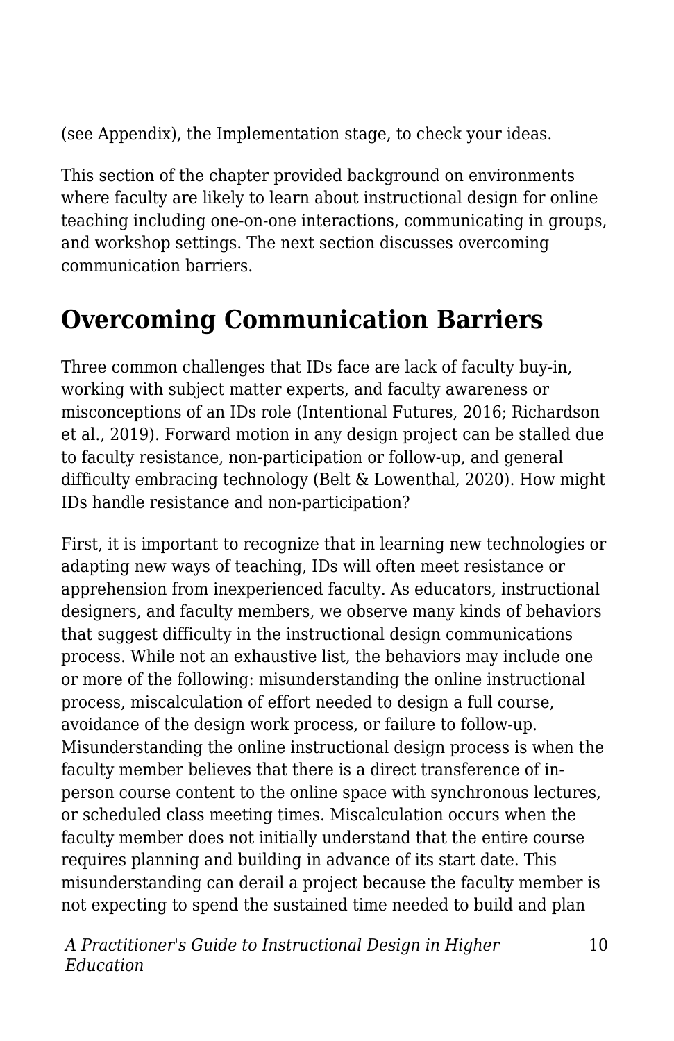(see Appendix), the Implementation stage, to check your ideas.

This section of the chapter provided background on environments where faculty are likely to learn about instructional design for online teaching including one-on-one interactions, communicating in groups, and workshop settings. The next section discusses overcoming communication barriers.

## Overcoming Communication Barriers

Three common challenges that IDs face are lack of faculty buy-in, working with subject matter experts, and faculty awareness or misconceptions of an IDs role (Intentional Futures, 2016; Richardson et al., 2019). Forward motion in any design project can be stalled due to faculty resistance, non-participation or follow-up, and general difficulty embracing technology (Belt & Lowenthal, 2020). How might IDs handle resistance and non-participation?

First, it is important to recognize that in learning new technologies or adapting new ways of teaching, IDs will often meet resistance or apprehension from inexperienced faculty. As educators, instructional designers, and faculty members, we observe many kinds of behaviors that suggest difficulty in the instructional design communications process. While not an exhaustive list, the behaviors may include one or more of the following: misunderstanding the online instructional process, miscalculation of effort needed to design a full course, avoidance of the design work process, or failure to follow-up. Misunderstanding the online instructional design process is when the faculty member believes that there is a direct transference of in-person course content to the online space with synchronous lectures, or scheduled class meeting times. Miscalculation occurs when the faculty member does not initially understand that the entire course requires planning and building in advance of its start date. This misunderstanding can derail a project because the faculty member is not expecting to spend the sustained time needed to build and plan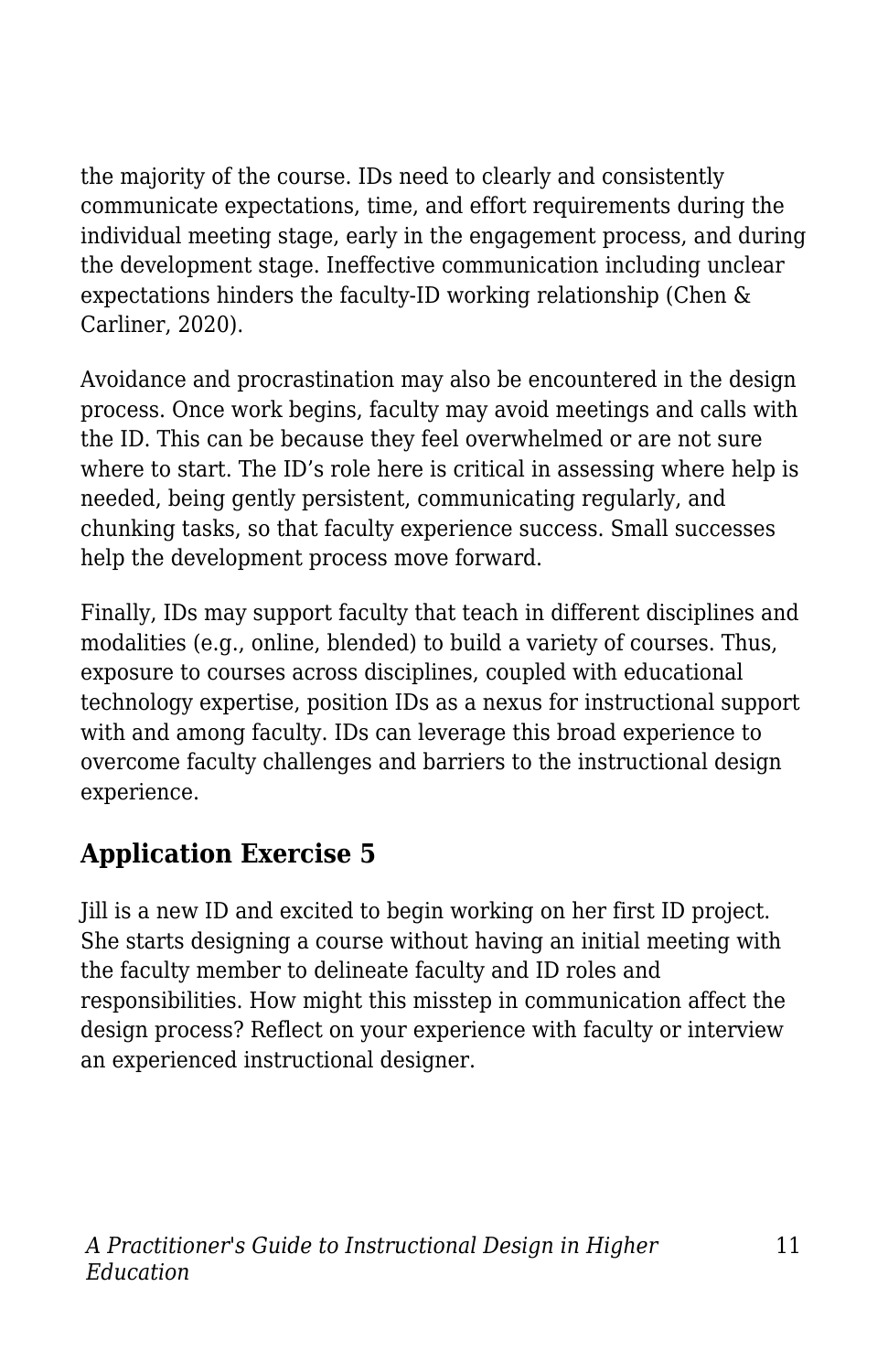the majority of the course. IDs need to clearly and consistently communicate expectations, time, and effort requirements during the individual meeting stage, early in the engagement process, and during the development stage. Ineffective communication including unclear expectations hinders the faculty-ID working relationship (Chen & Carliner, 2020).

Avoidance and procrastination may also be encountered in the design process. Once work begins, faculty may avoid meetings and calls with the ID. This can be because they feel overwhelmed or are not sure where to start. The ID's role here is critical in assessing where help is needed, being gently persistent, communicating regularly, and chunking tasks, so that faculty experience success. Small successes help the development process move forward.

Finally, IDs may support faculty that teach in different disciplines and modalities (e.g., online, blended) to build a variety of courses. Thus, exposure to courses across disciplines, coupled with educational technology expertise, position IDs as a nexus for instructional support with and among faculty. IDs can leverage this broad experience to overcome faculty challenges and barriers to the instructional design experience.

## Application Exercise 5

Jill is a new ID and excited to begin working on her first ID project. She starts designing a course without having an initial meeting with the faculty member to delineate faculty and ID roles and responsibilities. How might this misstep in communication affect the design process? Reflect on your experience with faculty or interview an experienced instructional designer.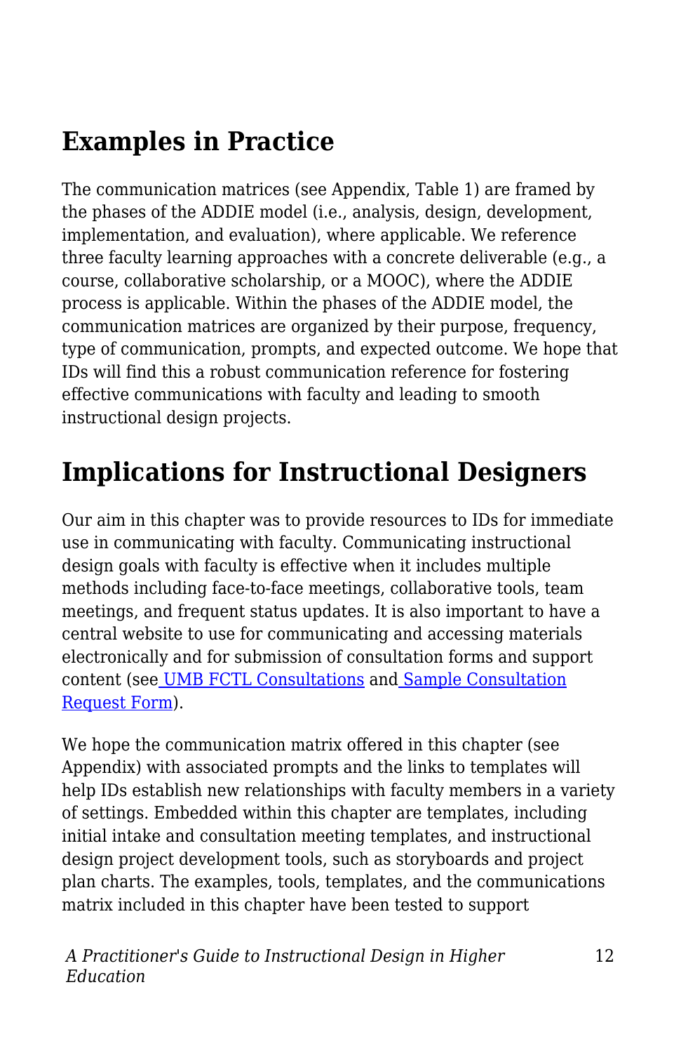## Examples in Practice

The communication matrices (see Appendix, Table 1) are framed by the phases of the ADDIE model (i.e., analysis, design, development, implementation, and evaluation), where applicable. We reference three faculty learning approaches with a concrete deliverable (e.g., a course, collaborative scholarship, or a MOOC), where the ADDIE process is applicable. Within the phases of the ADDIE model, the communication matrices are organized by their purpose, frequency, type of communication, prompts, and expected outcome. We hope that IDs will find this a robust communication reference for fostering effective communications with faculty and leading to smooth instructional design projects.

## Implications for Instructional Designers

Our aim in this chapter was to provide resources to IDs for immediate use in communicating with faculty. Communicating instructional design goals with faculty is effective when it includes multiple methods including face-to-face meetings, collaborative tools, team meetings, and frequent status updates. It is also important to have a central website to use for communicating and accessing materials electronically and for submission of consultation forms and support content (see UMB FCTL Consultations and Sample Consultation Request Form).

We hope the communication matrix offered in this chapter (see Appendix) with associated prompts and the links to templates will help IDs establish new relationships with faculty members in a variety of settings. Embedded within this chapter are templates, including initial intake and consultation meeting templates, and instructional design project development tools, such as storyboards and project plan charts. The examples, tools, templates, and the communications matrix included in this chapter have been tested to support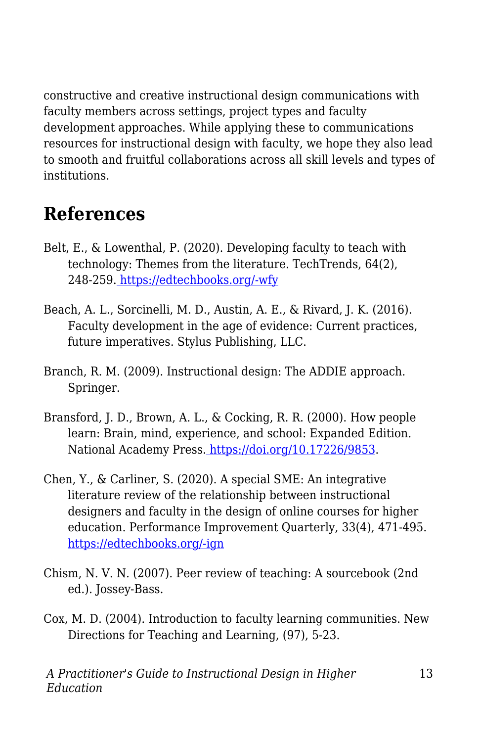constructive and creative instructional design communications with faculty members across settings, project types and faculty development approaches. While applying these to communications resources for instructional design with faculty, we hope they also lead to smooth and fruitful collaborations across all skill levels and types of institutions.

## References

Belt, E., & Lowenthal, P. (2020). Developing faculty to teach with technology: Themes from the literature. TechTrends, 64(2), 248-259. https://edtechbooks.org/-wfy

Beach, A. L., Sorcinelli, M. D., Austin, A. E., & Rivard, J. K. (2016). Faculty development in the age of evidence: Current practices, future imperatives. Stylus Publishing, LLC.

Branch, R. M. (2009). Instructional design: The ADDIE approach. Springer.

Bransford, J. D., Brown, A. L., & Cocking, R. R. (2000). How people learn: Brain, mind, experience, and school: Expanded Edition. National Academy Press. https://doi.org/10.17226/9853.

Chen, Y., & Carliner, S. (2020). A special SME: An integrative literature review of the relationship between instructional designers and faculty in the design of online courses for higher education. Performance Improvement Quarterly, 33(4), 471-495. https://edtechbooks.org/-ign

Chism, N. V. N. (2007). Peer review of teaching: A sourcebook (2nd ed.). Jossey-Bass.

Cox, M. D. (2004). Introduction to faculty learning communities. New Directions for Teaching and Learning, (97), 5-23.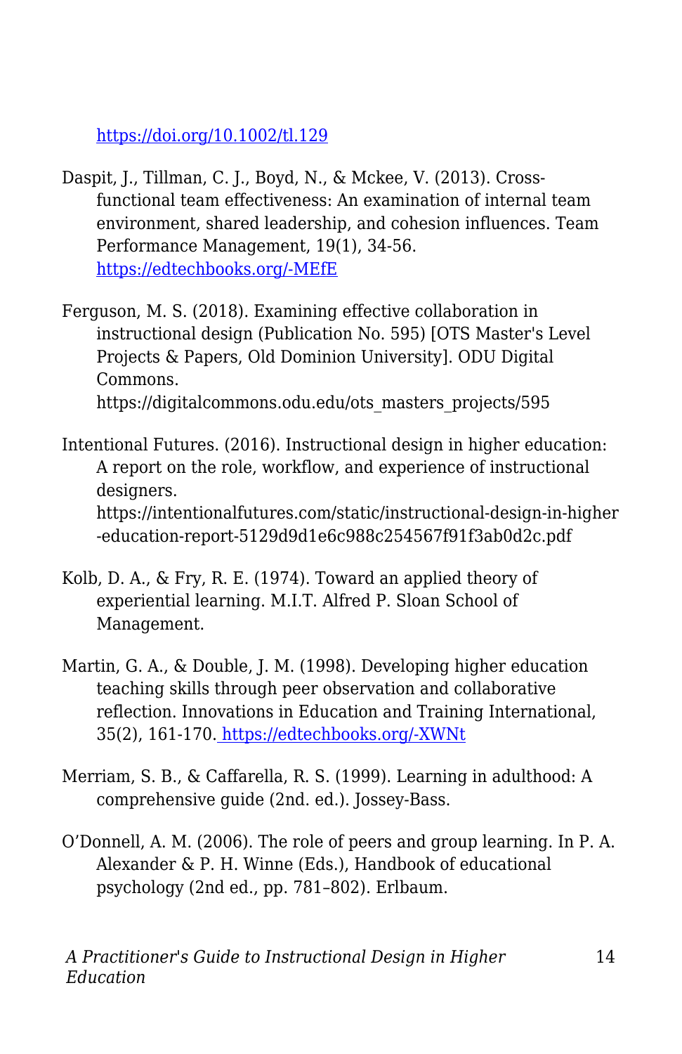https://doi.org/10.1002/tl.129

Daspit, J., Tillman, C. J., Boyd, N., & Mckee, V. (2013). Cross-functional team effectiveness: An examination of internal team environment, shared leadership, and cohesion influences. Team Performance Management, 19(1), 34-56. https://edtechbooks.org/-MEfE

Ferguson, M. S. (2018). Examining effective collaboration in instructional design (Publication No. 595) [OTS Master's Level Projects & Papers, Old Dominion University]. ODU Digital Commons. https://digitalcommons.odu.edu/ots_masters_projects/595

Intentional Futures. (2016). Instructional design in higher education: A report on the role, workflow, and experience of instructional designers. https://intentionalfutures.com/static/instructional-design-in-higher-education-report-5129d9d1e6c988c254567f91f3ab0d2c.pdf

Kolb, D. A., & Fry, R. E. (1974). Toward an applied theory of experiential learning. M.I.T. Alfred P. Sloan School of Management.

Martin, G. A., & Double, J. M. (1998). Developing higher education teaching skills through peer observation and collaborative reflection. Innovations in Education and Training International, 35(2), 161-170. https://edtechbooks.org/-XWNt

Merriam, S. B., & Caffarella, R. S. (1999). Learning in adulthood: A comprehensive guide (2nd. ed.). Jossey-Bass.

O'Donnell, A. M. (2006). The role of peers and group learning. In P. A. Alexander & P. H. Winne (Eds.), Handbook of educational psychology (2nd ed., pp. 781–802). Erlbaum.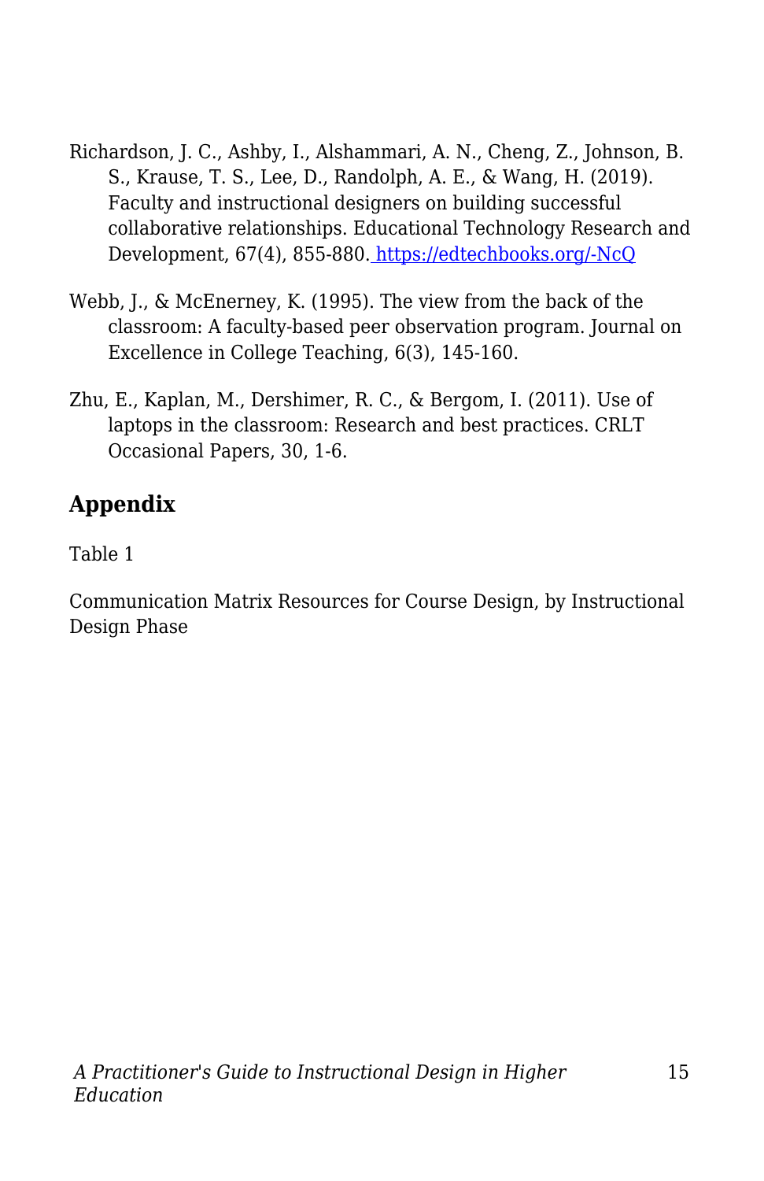Richardson, J. C., Ashby, I., Alshammari, A. N., Cheng, Z., Johnson, B. S., Krause, T. S., Lee, D., Randolph, A. E., & Wang, H. (2019). Faculty and instructional designers on building successful collaborative relationships. Educational Technology Research and Development, 67(4), 855-880. [https://edtechbooks.org/-NcQ](https://edtechbooks.org/-NcQ)

Webb, J., & McEnerney, K. (1995). The view from the back of the classroom: A faculty-based peer observation program. Journal on Excellence in College Teaching, 6(3), 145-160.

Zhu, E., Kaplan, M., Dershimer, R. C., & Bergom, I. (2011). Use of laptops in the classroom: Research and best practices. CRLT Occasional Papers, 30, 1-6.

## Appendix

Table 1

Communication Matrix Resources for Course Design, by Instructional Design Phase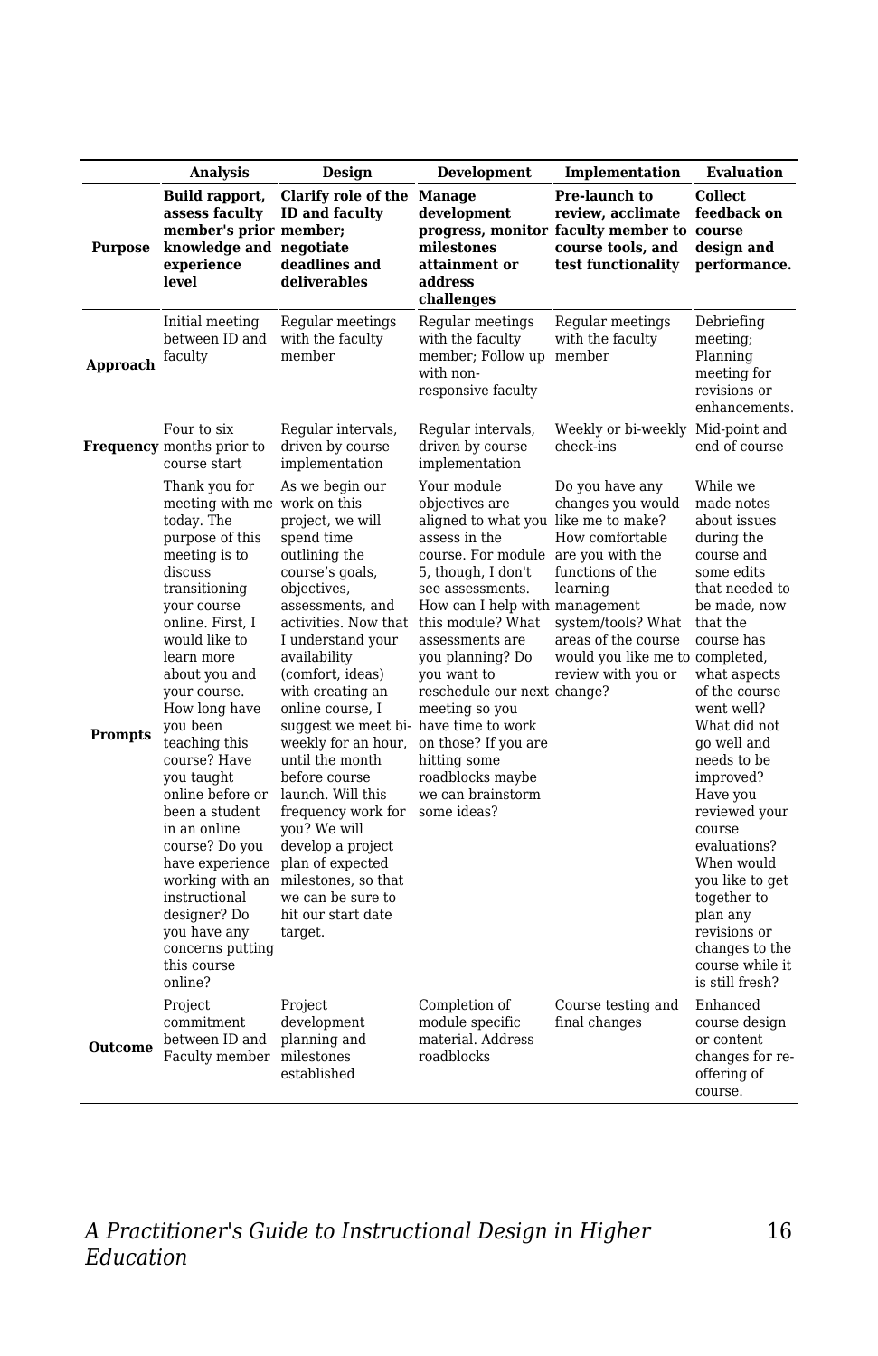| | Analysis | Design | Development | Implementation | Evaluation |
|---|---|---|---|---|---|
| **Purpose** | **Build rapport, assess faculty member's prior knowledge and experience level** | **Clarify role of the ID and faculty member; negotiate deadlines and deliverables** | **Manage development progress, monitor milestones attainment or address challenges** | **Pre-launch to review, acclimate faculty member to course tools, and test functionality** | **Collect feedback on course design and performance.** |
| **Approach** | Initial meeting between ID and faculty | Regular meetings with the faculty member | Regular meetings with the faculty member; Follow up with non-responsive faculty | Regular meetings with the faculty member | Debriefing meeting; Planning meeting for revisions or enhancements. |
| **Frequency** | Four to six months prior to course start | Regular intervals, driven by course implementation | Regular intervals, driven by course implementation | Weekly or bi-weekly check-ins | Mid-point and end of course |
| **Prompts** | Thank you for meeting with me today. The purpose of this meeting is to discuss transitioning your course online. First, I would like to learn more about you and your course. How long have you been teaching this course? Have you taught online before or been a student in an online course? Do you have experience working with an instructional designer? Do you have any concerns putting this course online? | As we begin our work on this project, we will spend time outlining the course's goals, objectives, assessments, and activities. Now that I understand your availability (comfort, ideas) with creating an online course, I suggest we meet bi-weekly for an hour, until the month before course launch. Will this frequency work for you? We will develop a project plan of expected milestones, so that we can be sure to hit our start date target. | Your module objectives are aligned to what you assess in the course. For module 5, though, I don't see assessments. How can I help with this module? What assessments are you planning? Do you want to reschedule our next meeting so you have time to work on those? If you are hitting some roadblocks maybe we can brainstorm some ideas? | Do you have any changes you would like me to make? How comfortable are you with the functions of the learning management system/tools? What areas of the course would you like me to review with you or change? | While we made notes about issues during the course and some edits that needed to be made, now that the course has completed, what aspects of the course went well? What did not go well and needs to be improved? Have you reviewed your course evaluations? When would you like to get together to plan any revisions or changes to the course while it is still fresh? |
| **Outcome** | Project commitment between ID and Faculty member | Project development planning and milestones established | Completion of module specific material. Address roadblocks | Course testing and final changes | Enhanced course design or content changes for re-offering of course. |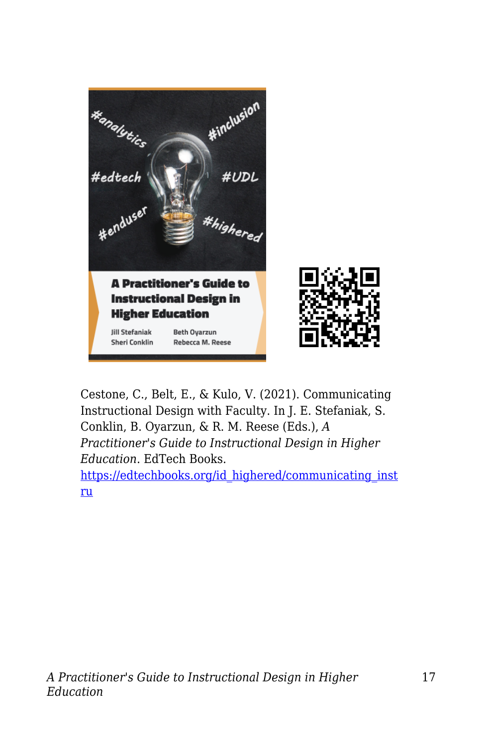Cestone, C., Belt, E., & Kulo, V. (2021). Communicating Instructional Design with Faculty. In J. E. Stefaniak, S. Conklin, B. Oyarzun, & R. M. Reese (Eds.), *A Practitioner's Guide to Instructional Design in Higher Education*. EdTech Books. [https://edtechbooks.org/id_highered/communicating_instru](https://edtechbooks.org/id_highered/communicating_instru)